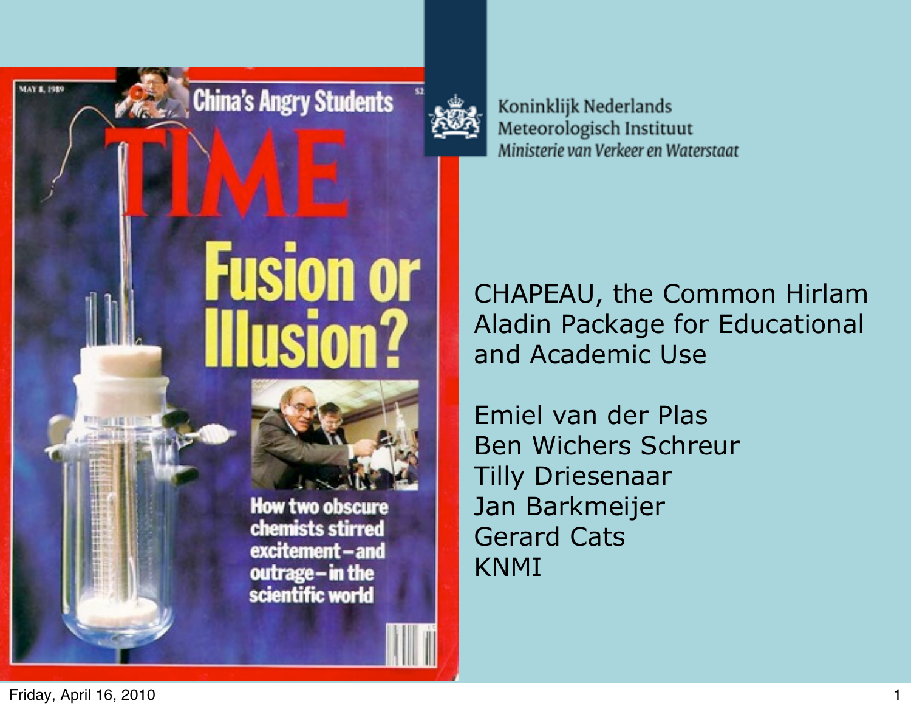Koninklijk Nederlands
Meteorologisch Instituut
*Ministerie van Verkeer en Waterstaat*

# CHAPEAU, the Common Hirlam Aladin Package for Educational and Academic Use

Emiel van der Plas
Ben Wichers Schreur
Tilly Driesenaar
Jan Barkmeijer
Gerard Cats
KNMI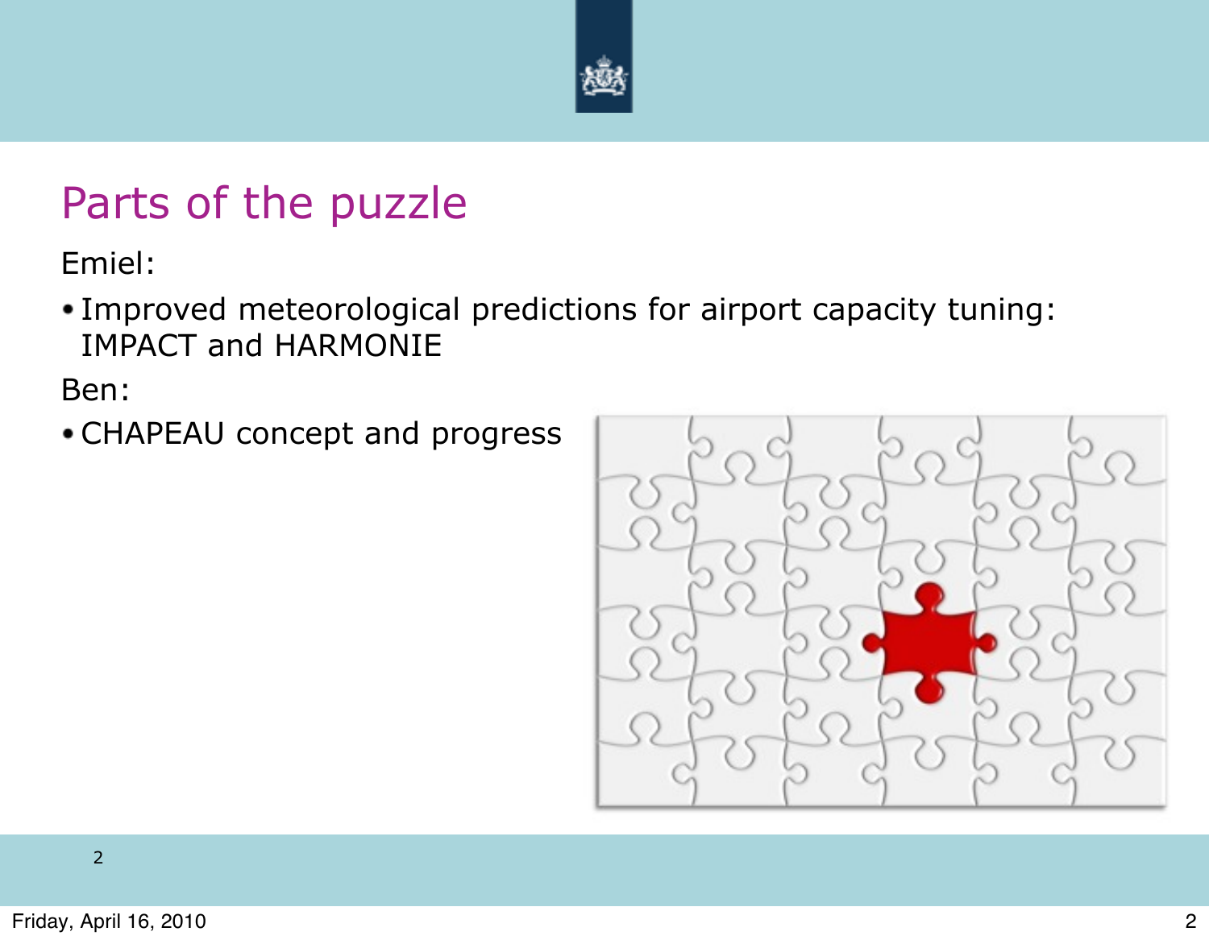# Parts of the puzzle

Emiel:

- Improved meteorological predictions for airport capacity tuning: IMPACT and HARMONIE

Ben:

- CHAPEAU concept and progress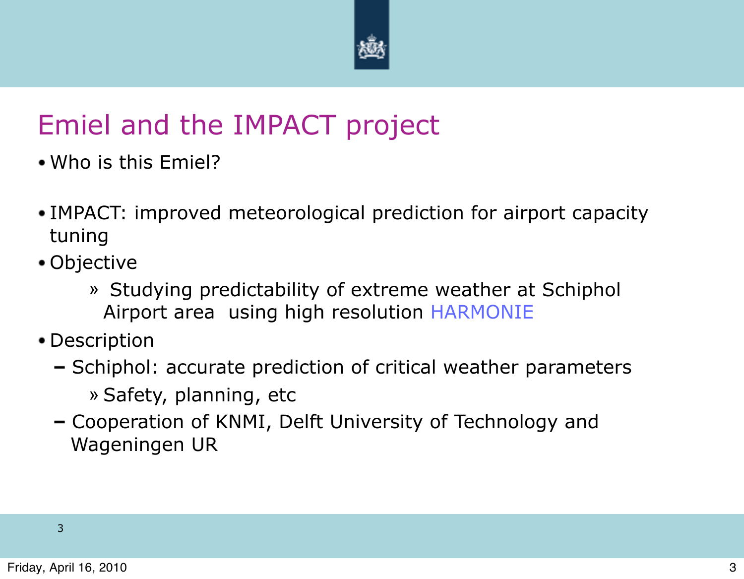# Emiel and the IMPACT project

- Who is this Emiel?

- IMPACT: improved meteorological prediction for airport capacity tuning
- Objective
    - » Studying predictability of extreme weather at Schiphol Airport area using high resolution HARMONIE
- Description
    - Schiphol: accurate prediction of critical weather parameters
        - » Safety, planning, etc
    - Cooperation of KNMI, Delft University of Technology and Wageningen UR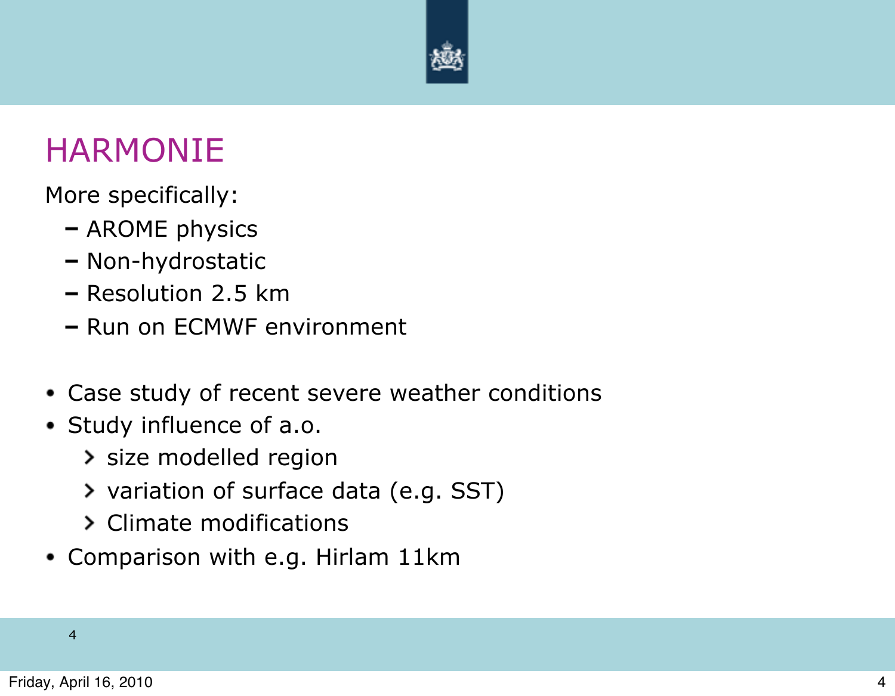# HARMONIE

More specifically:

- AROME physics
- Non-hydrostatic
- Resolution 2.5 km
- Run on ECMWF environment

- Case study of recent severe weather conditions
- Study influence of a.o.
  - size modelled region
  - variation of surface data (e.g. SST)
  - Climate modifications
- Comparison with e.g. Hirlam 11km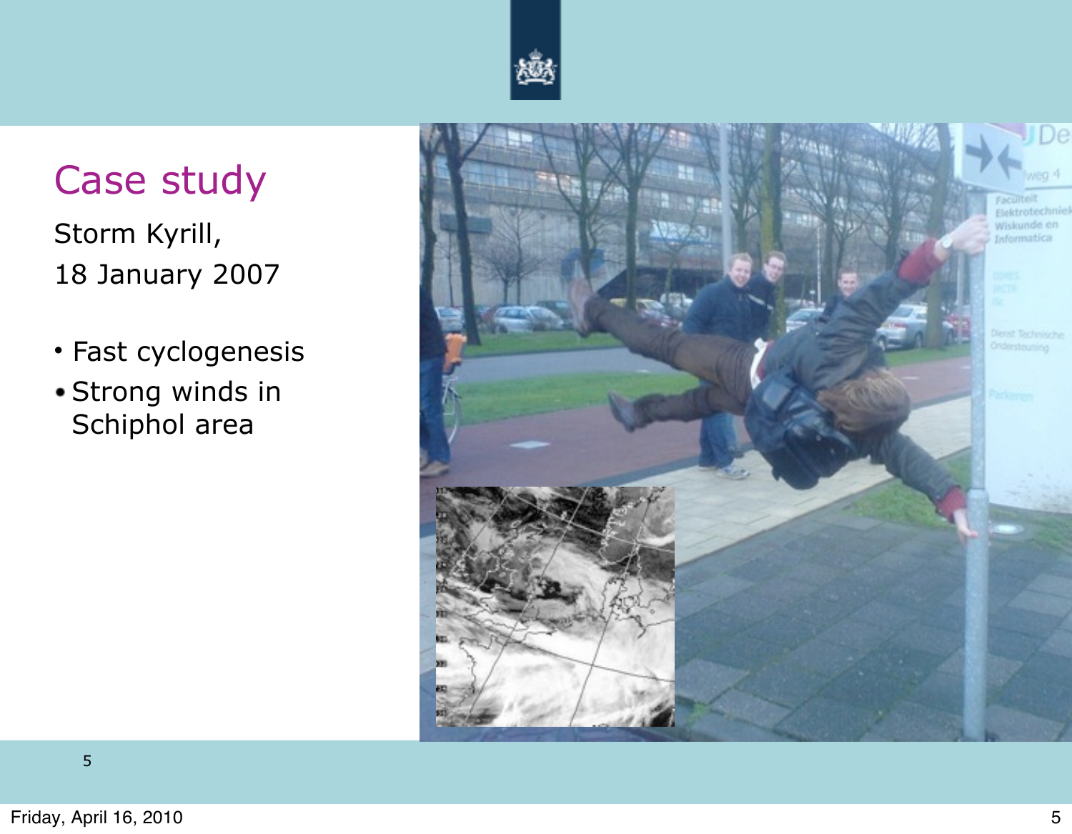# Case study

Storm Kyrill,
18 January 2007

- Fast cyclogenesis
- Strong winds in Schiphol area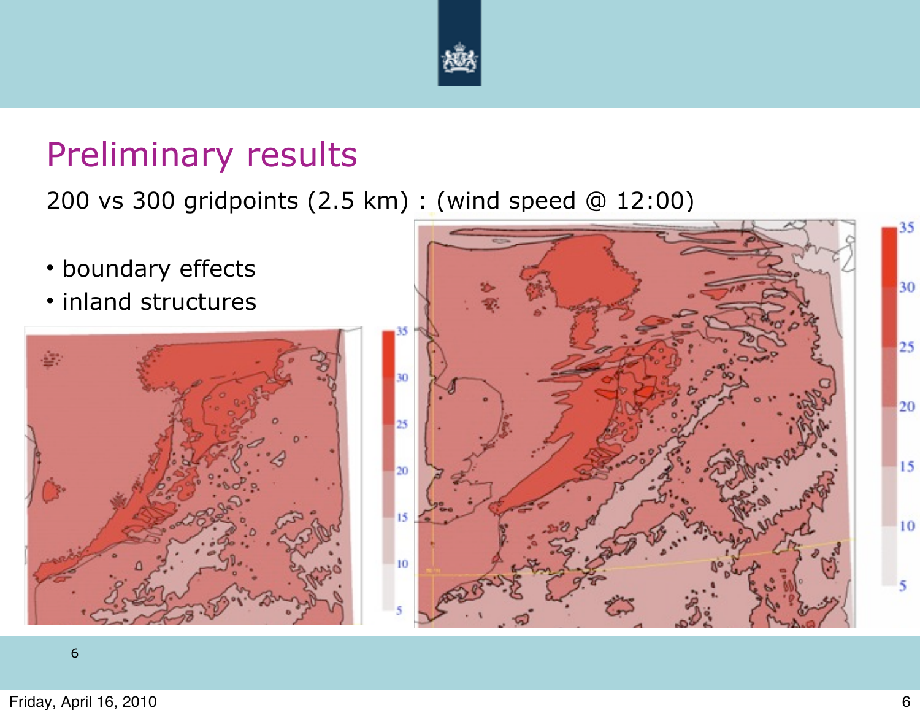# Preliminary results

200 vs 300 gridpoints (2.5 km) : (wind speed @ 12:00)

- boundary effects
- inland structures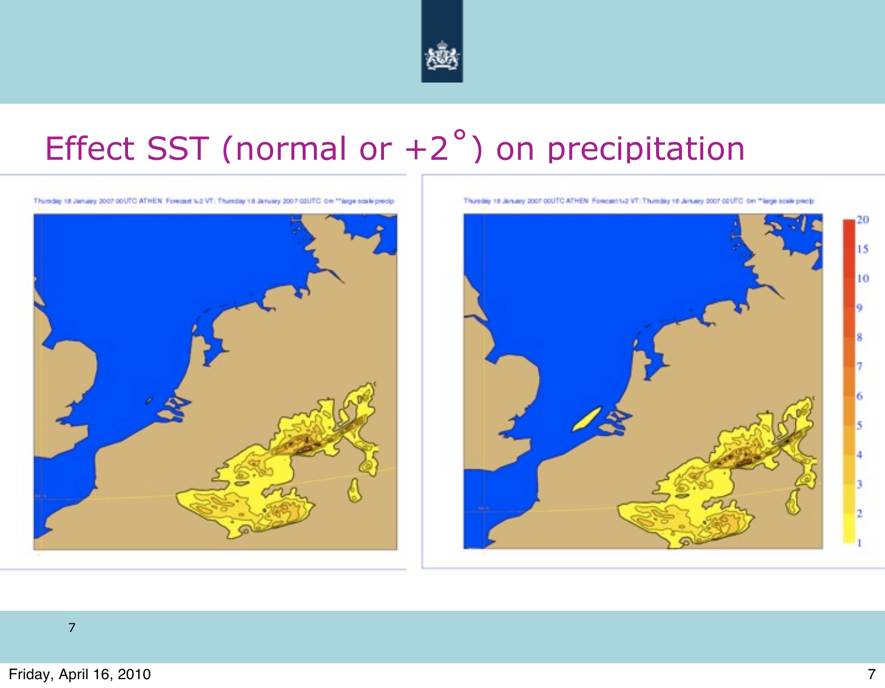# Effect SST (normal or +2°) on precipitation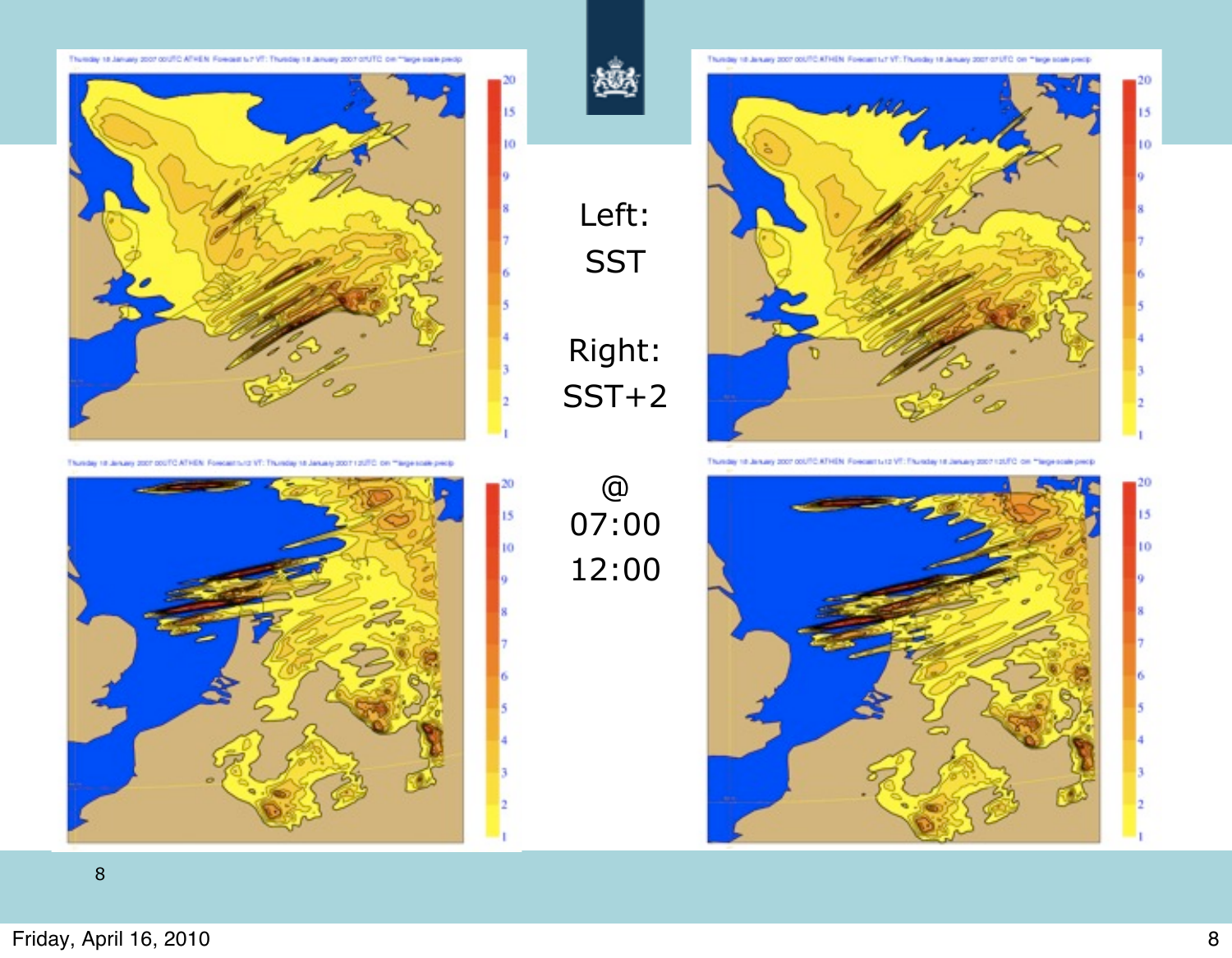Left:
SST

Right:
SST+2

@
07:00
12:00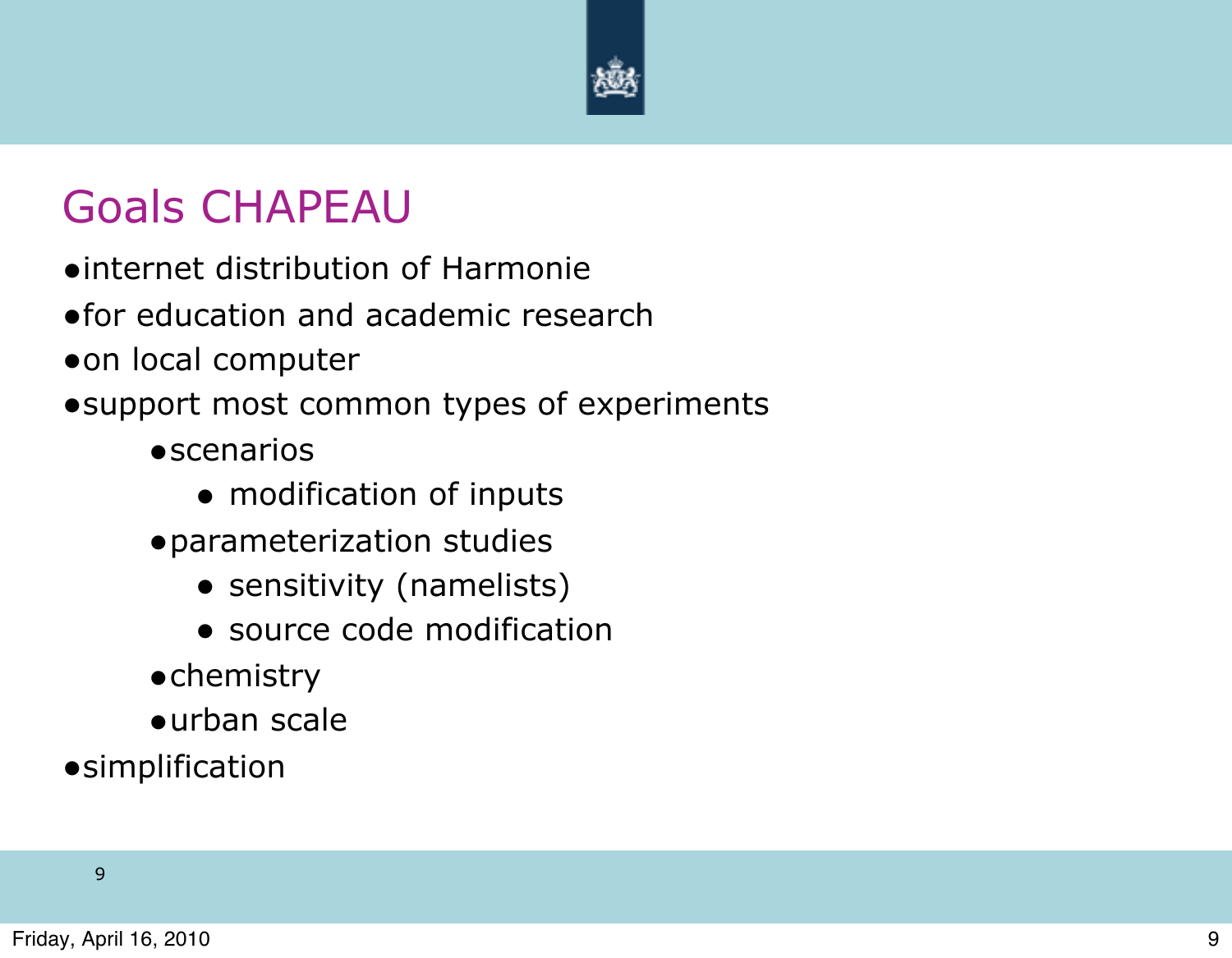## Goals CHAPEAU

- internet distribution of Harmonie
- for education and academic research
- on local computer
- support most common types of experiments
  - scenarios
    - modification of inputs
  - parameterization studies
    - sensitivity (namelists)
    - source code modification
  - chemistry
  - urban scale
- simplification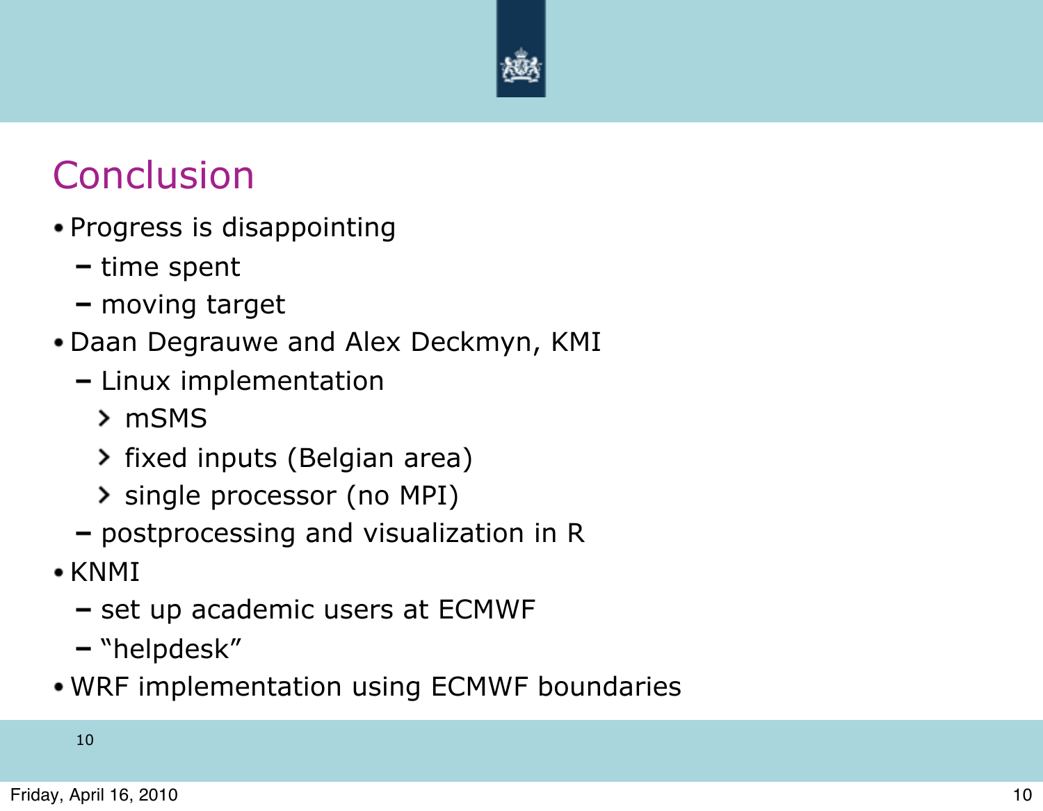# Conclusion

- Progress is disappointing
  - time spent
  - moving target
- Daan Degrauwe and Alex Deckmyn, KMI
  - Linux implementation
    - mSMS
    - fixed inputs (Belgian area)
    - single processor (no MPI)
  - postprocessing and visualization in R
- KNMI
  - set up academic users at ECMWF
  - "helpdesk"
- WRF implementation using ECMWF boundaries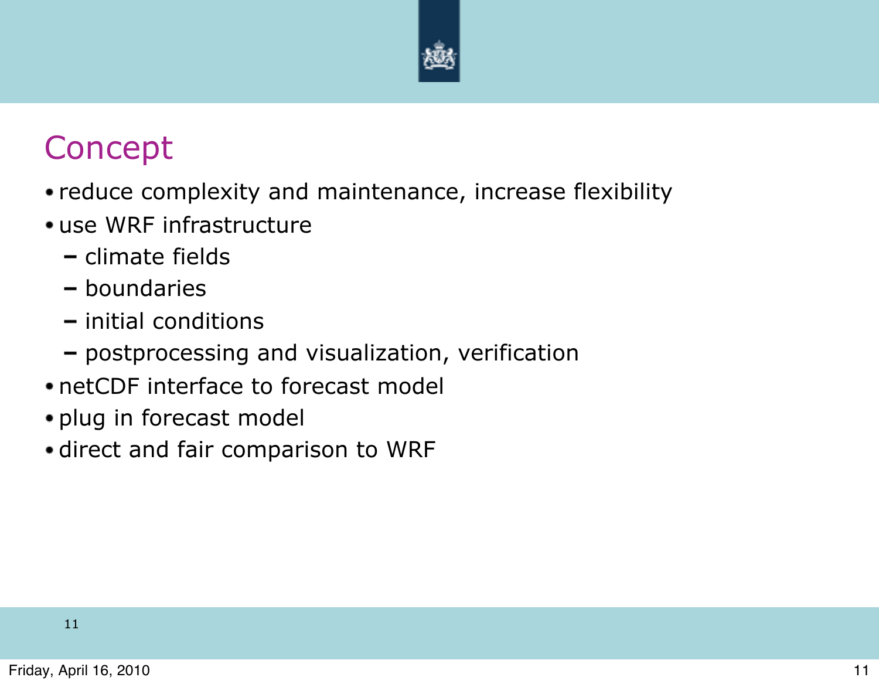# Concept

- reduce complexity and maintenance, increase flexibility
- use WRF infrastructure
  - climate fields
  - boundaries
  - initial conditions
  - postprocessing and visualization, verification
- netCDF interface to forecast model
- plug in forecast model
- direct and fair comparison to WRF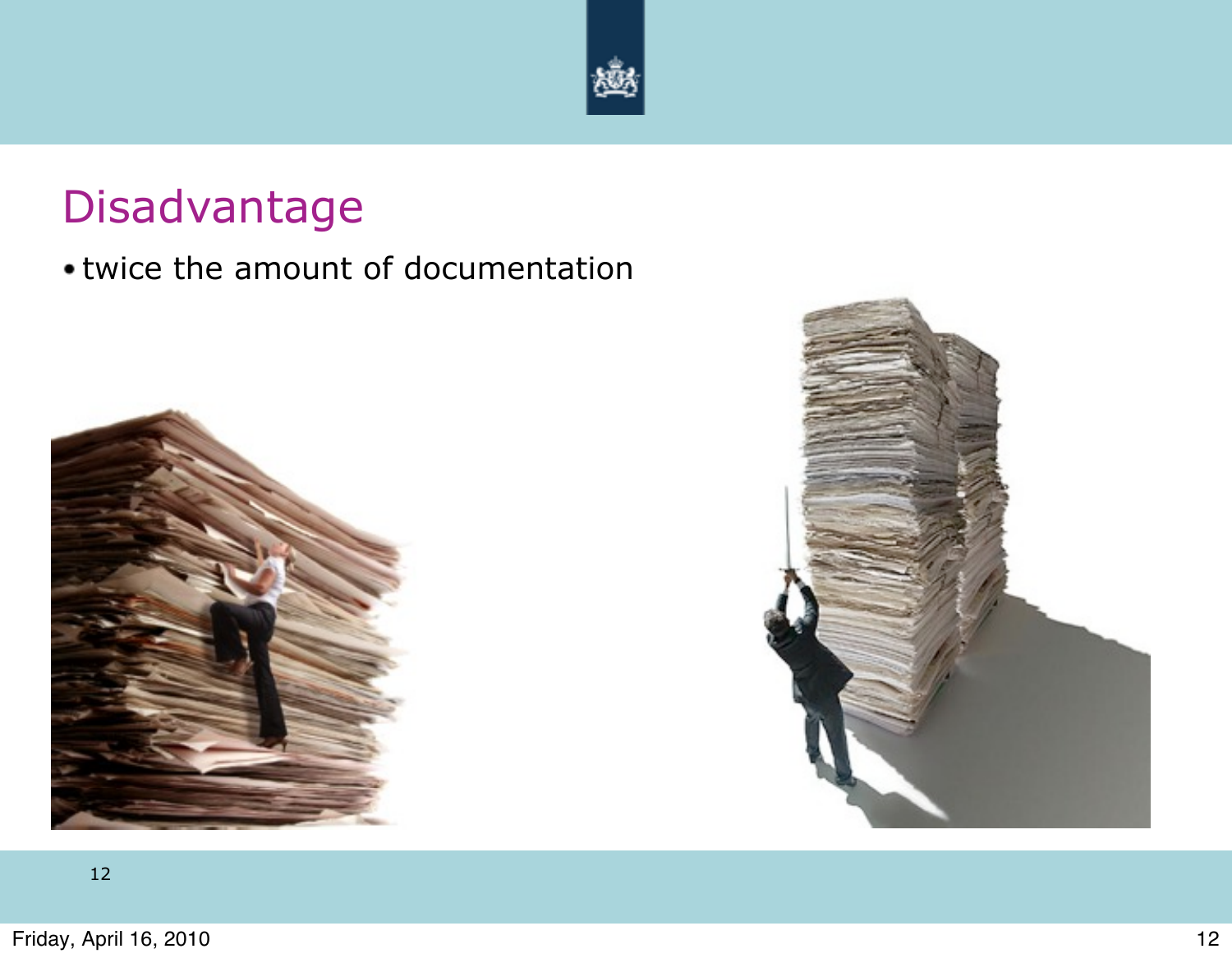# Disadvantage

- twice the amount of documentation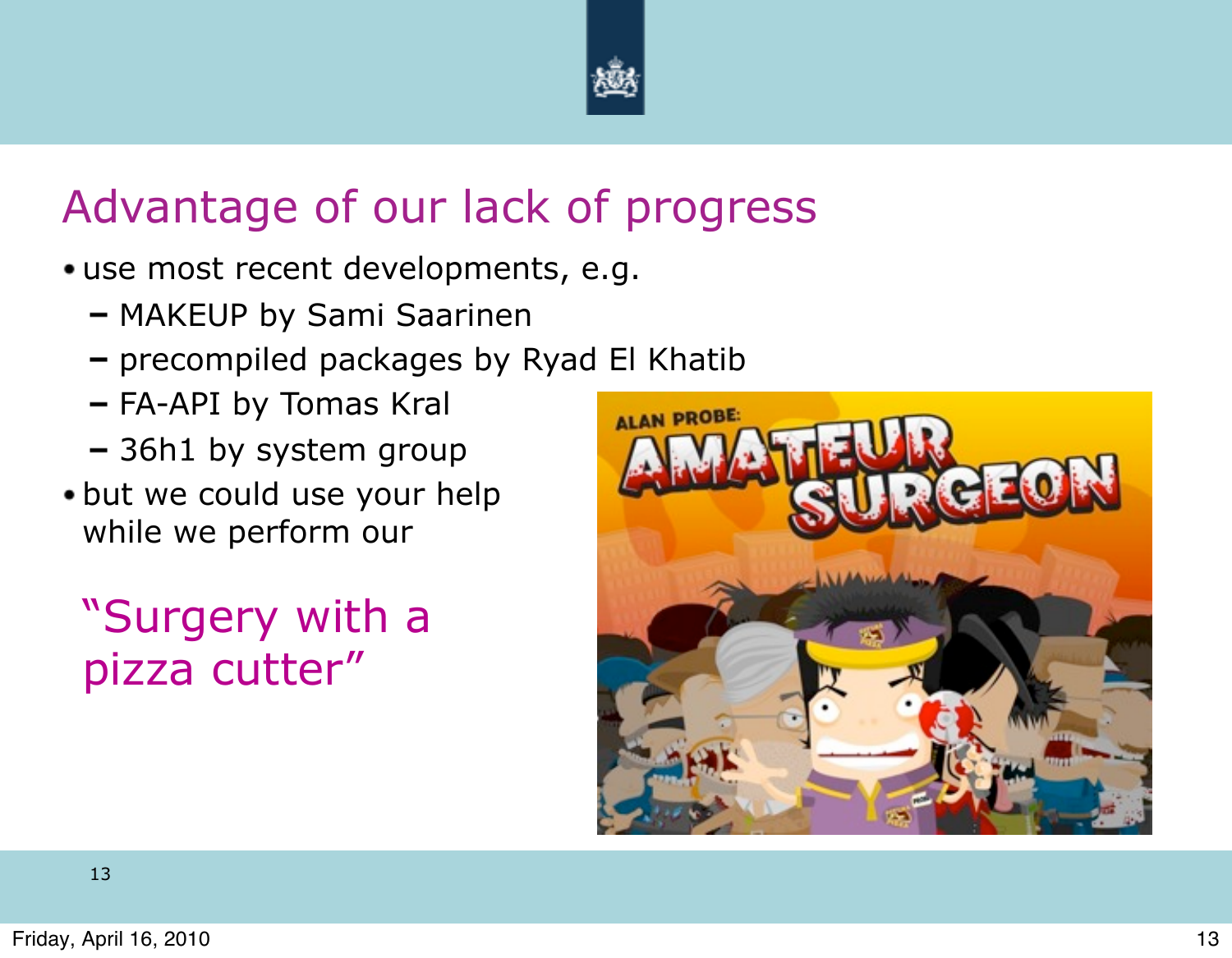## Advantage of our lack of progress

- use most recent developments, e.g.
  - MAKEUP by Sami Saarinen
  - precompiled packages by Ryad El Khatib
  - FA-API by Tomas Kral
  - 36h1 by system group
- but we could use your help while we perform our

"Surgery with a pizza cutter"